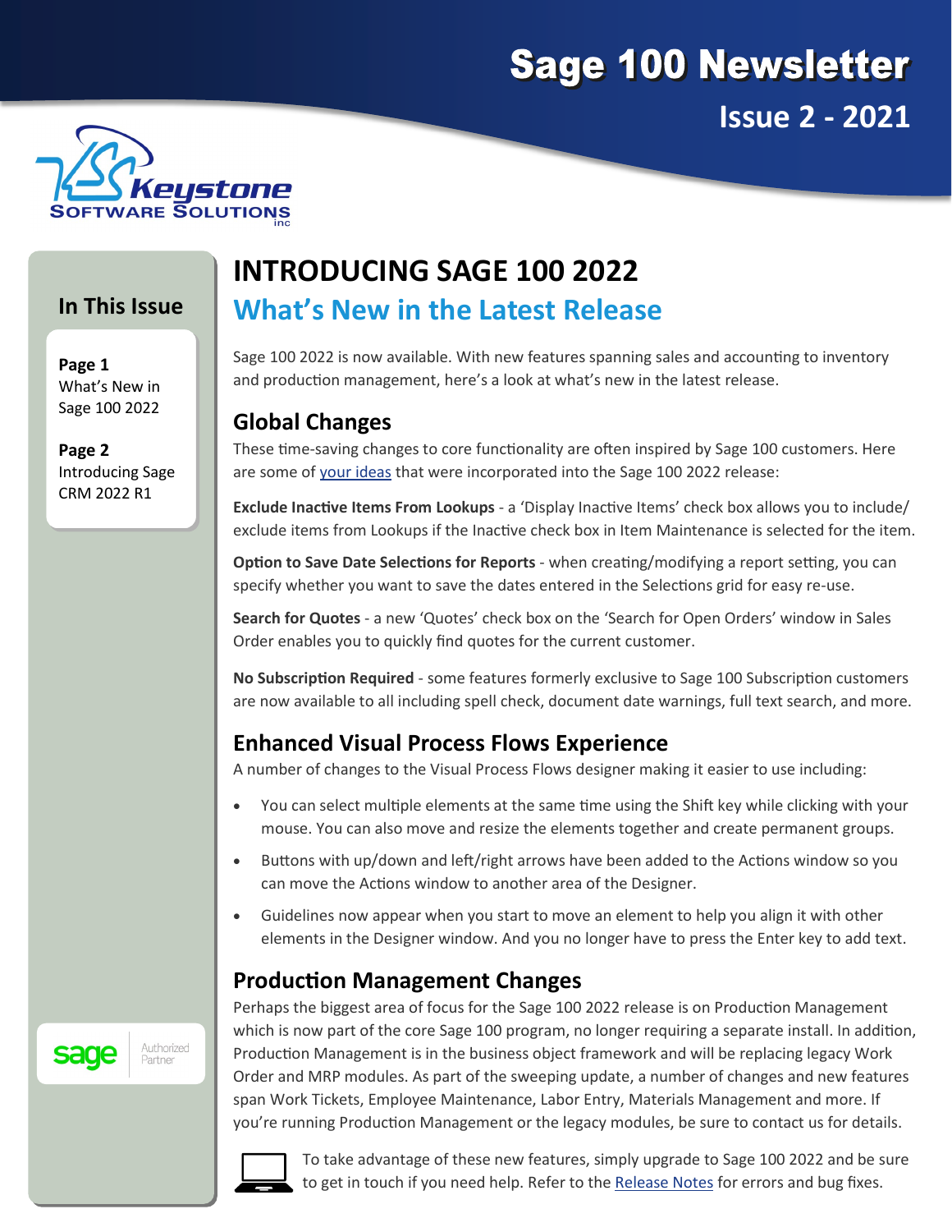# Sage 100 Newsletter

**Issue 2 - 2021**

Keystone Software Solutions inc

## In This Issue

**Page 1**
What's New in Sage 100 2022

**Page 2**
Introducing Sage CRM 2022 R1

# INTRODUCING SAGE 100 2022

## What's New in the Latest Release

Sage 100 2022 is now available. With new features spanning sales and accounting to inventory and production management, here's a look at what's new in the latest release.

### Global Changes

These time-saving changes to core functionality are often inspired by Sage 100 customers. Here are some of your ideas that were incorporated into the Sage 100 2022 release:

**Exclude Inactive Items From Lookups** - a 'Display Inactive Items' check box allows you to include/exclude items from Lookups if the Inactive check box in Item Maintenance is selected for the item.

**Option to Save Date Selections for Reports** - when creating/modifying a report setting, you can specify whether you want to save the dates entered in the Selections grid for easy re-use.

**Search for Quotes** - a new 'Quotes' check box on the 'Search for Open Orders' window in Sales Order enables you to quickly find quotes for the current customer.

**No Subscription Required** - some features formerly exclusive to Sage 100 Subscription customers are now available to all including spell check, document date warnings, full text search, and more.

### Enhanced Visual Process Flows Experience

A number of changes to the Visual Process Flows designer making it easier to use including:

- You can select multiple elements at the same time using the Shift key while clicking with your mouse. You can also move and resize the elements together and create permanent groups.
- Buttons with up/down and left/right arrows have been added to the Actions window so you can move the Actions window to another area of the Designer.
- Guidelines now appear when you start to move an element to help you align it with other elements in the Designer window. And you no longer have to press the Enter key to add text.

### Production Management Changes

Perhaps the biggest area of focus for the Sage 100 2022 release is on Production Management which is now part of the core Sage 100 program, no longer requiring a separate install. In addition, Production Management is in the business object framework and will be replacing legacy Work Order and MRP modules. As part of the sweeping update, a number of changes and new features span Work Tickets, Employee Maintenance, Labor Entry, Materials Management and more. If you're running Production Management or the legacy modules, be sure to contact us for details.

To take advantage of these new features, simply upgrade to Sage 100 2022 and be sure to get in touch if you need help. Refer to the Release Notes for errors and bug fixes.

sage Authorized Partner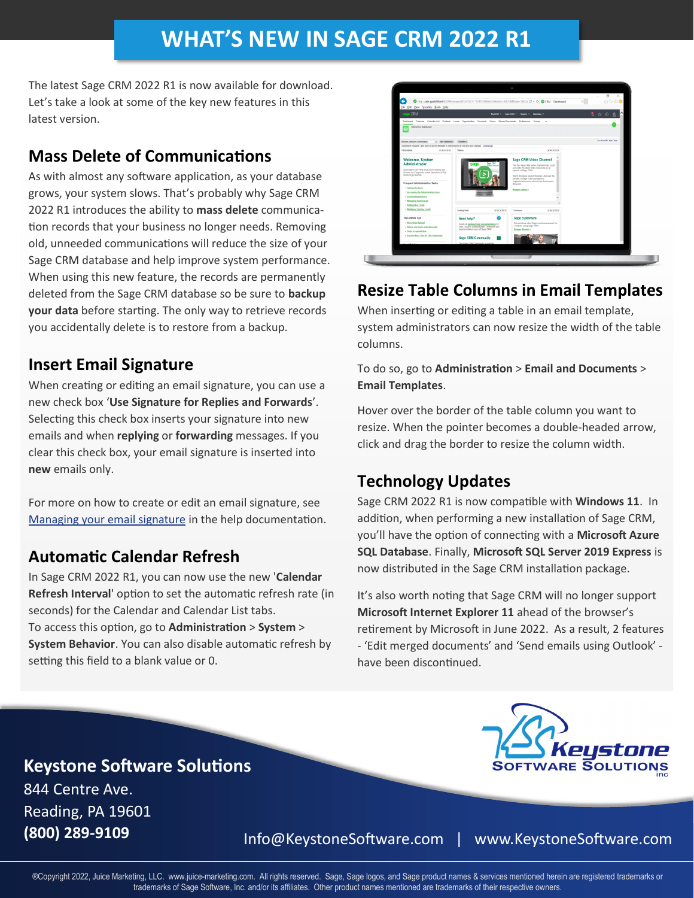# WHAT'S NEW IN SAGE CRM 2022 R1

The latest Sage CRM 2022 R1 is now available for download. Let's take a look at some of the key new features in this latest version.

## Mass Delete of Communications

As with almost any software application, as your database grows, your system slows. That's probably why Sage CRM 2022 R1 introduces the ability to **mass delete** communication records that your business no longer needs. Removing old, unneeded communications will reduce the size of your Sage CRM database and help improve system performance. When using this new feature, the records are permanently deleted from the Sage CRM database so be sure to **backup your data** before starting. The only way to retrieve records you accidentally delete is to restore from a backup.

## Insert Email Signature

When creating or editing an email signature, you can use a new check box '**Use Signature for Replies and Forwards**'. Selecting this check box inserts your signature into new emails and when **replying** or **forwarding** messages. If you clear this check box, your email signature is inserted into **new** emails only.

For more on how to create or edit an email signature, see Managing your email signature in the help documentation.

## Automatic Calendar Refresh

In Sage CRM 2022 R1, you can now use the new '**Calendar Refresh Interval**' option to set the automatic refresh rate (in seconds) for the Calendar and Calendar List tabs.
To access this option, go to **Administration** > **System** > **System Behavior**. You can also disable automatic refresh by setting this field to a blank value or 0.

## Resize Table Columns in Email Templates

When inserting or editing a table in an email template, system administrators can now resize the width of the table columns.

To do so, go to **Administration** > **Email and Documents** > **Email Templates**.

Hover over the border of the table column you want to resize. When the pointer becomes a double-headed arrow, click and drag the border to resize the column width.

## Technology Updates

Sage CRM 2022 R1 is now compatible with **Windows 11**. In addition, when performing a new installation of Sage CRM, you'll have the option of connecting with a **Microsoft Azure SQL Database**. Finally, **Microsoft SQL Server 2019 Express** is now distributed in the Sage CRM installation package.

It's also worth noting that Sage CRM will no longer support **Microsoft Internet Explorer 11** ahead of the browser's retirement by Microsoft in June 2022. As a result, 2 features - 'Edit merged documents' and 'Send emails using Outlook' - have been discontinued.

**Keystone Software Solutions**
844 Centre Ave.
Reading, PA 19601
**(800) 289-9109**

Info@KeystoneSoftware.com | www.KeystoneSoftware.com

©Copyright 2022, Juice Marketing, LLC. www.juice-marketing.com. All rights reserved. Sage, Sage logos, and Sage product names & services mentioned herein are registered trademarks or trademarks of Sage Software, Inc. and/or its affiliates. Other product names mentioned are trademarks of their respective owners.